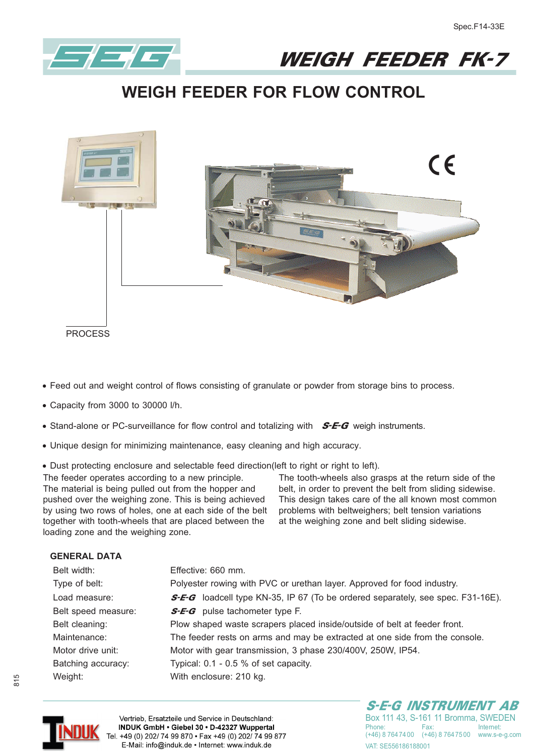Spec.F14-33E

# WEIGH FEEDER FK-7

## WEIGH FEEDER FOR FLOW CONTROL

PROCESS

- Feed out and weight control of flows consisting of granulate or powder from storage bins to process.
- Capacity from 3000 to 30000 l/h.
- Stand-alone or PC-surveillance for flow control and totalizing with ***S-E-G*** weigh instruments.
- Unique design for minimizing maintenance, easy cleaning and high accuracy.
- Dust protecting enclosure and selectable feed direction(left to right or right to left).

The feeder operates according to a new principle. The material is being pulled out from the hopper and pushed over the weighing zone. This is being achieved by using two rows of holes, one at each side of the belt together with tooth-wheels that are placed between the loading zone and the weighing zone.
The tooth-wheels also grasps at the return side of the belt, in order to prevent the belt from sliding sidewise. This design takes care of the all known most common problems with beltweighers; belt tension variations at the weighing zone and belt sliding sidewise.

### GENERAL DATA

| | |
|---|---|
| Belt width: | Effective: 660 mm. |
| Type of belt: | Polyester rowing with PVC or urethan layer. Approved for food industry. |
| Load measure: | ***S-E-G*** loadcell type KN-35, IP 67 (To be ordered separately, see spec. F31-16E). |
| Belt speed measure: | ***S-E-G*** pulse tachometer type F. |
| Belt cleaning: | Plow shaped waste scrapers placed inside/outside of belt at feeder front. |
| Maintenance: | The feeder rests on arms and may be extracted at one side from the console. |
| Motor drive unit: | Motor with gear transmission, 3 phase 230/400V, 250W, IP54. |
| Batching accuracy: | Typical: 0.1 - 0.5 % of set capacity. |
| Weight: | With enclosure: 210 kg. |

815

Vertrieb, Ersatzteile und Service in Deutschland:
**INDUK GmbH • Giebel 30 • D-42327 Wuppertal**
Tel. +49 (0) 202/ 74 99 870 • Fax +49 (0) 202/ 74 99 877
E-Mail: info@induk.de • Internet: www.induk.de

**S-E-G INSTRUMENT AB**
Box 111 43, S-161 11 Bromma, SWEDEN
Phone: (+46) 8 764 74 00
Fax: (+46) 8 764 75 00
Internet: www.s-e-g.com
VAT: SE556186188001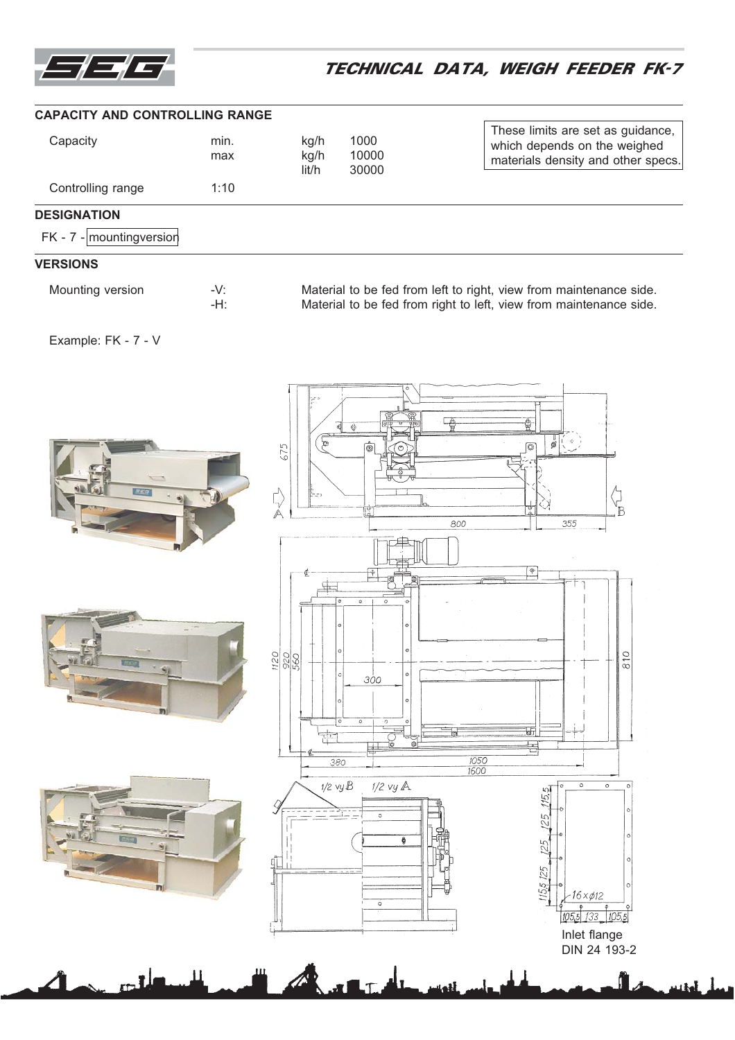# TECHNICAL DATA, WEIGH FEEDER FK-7

## CAPACITY AND CONTROLLING RANGE

| | | | |
|---|---|---|---|
| Capacity | min. | kg/h | 1000 |
| | max | kg/h | 10000 |
| | | lit/h | 30000 |
| Controlling range | 1:10 | | |

These limits are set as guidance, which depends on the weighed materials density and other specs.

## DESIGNATION

FK - 7 - mountingversion

## VERSIONS

| | | |
|---|---|---|
| Mounting version | -V: | Material to be fed from left to right, view from maintenance side. |
| | -H: | Material to be fed from right to left, view from maintenance side. |

Example: FK - 7 - V

675
A
B
800
355
1120
920
560
300
810
380
1050
1600
1/2 vy B
1/2 vy A
115,5
125
125
125
155
16×ø12
105,5
133
105,5

Inlet flange
DIN 24 193-2